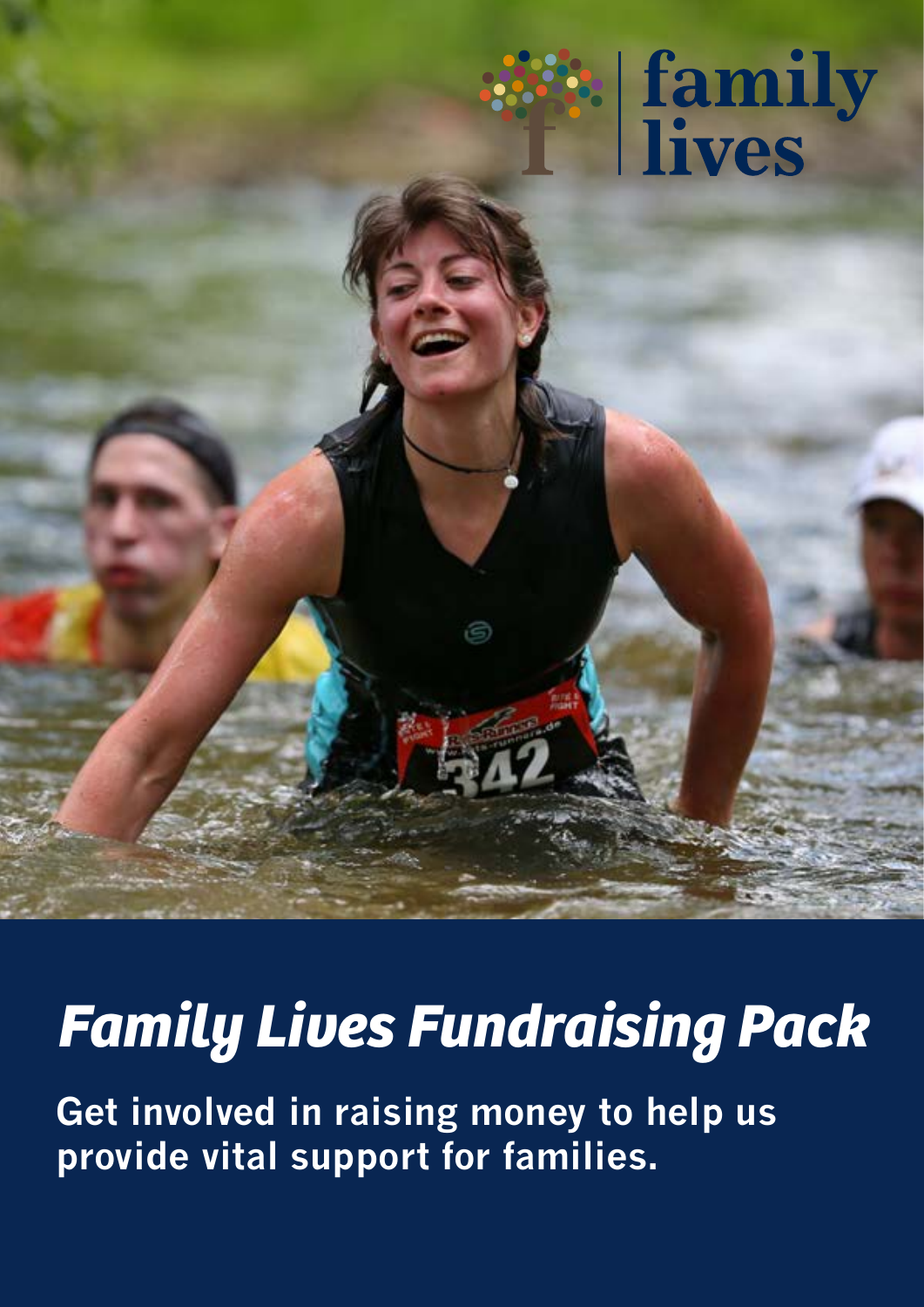# Family Lives Fundraising Pack

**Get involved in raising money to help us provide vital support for families.**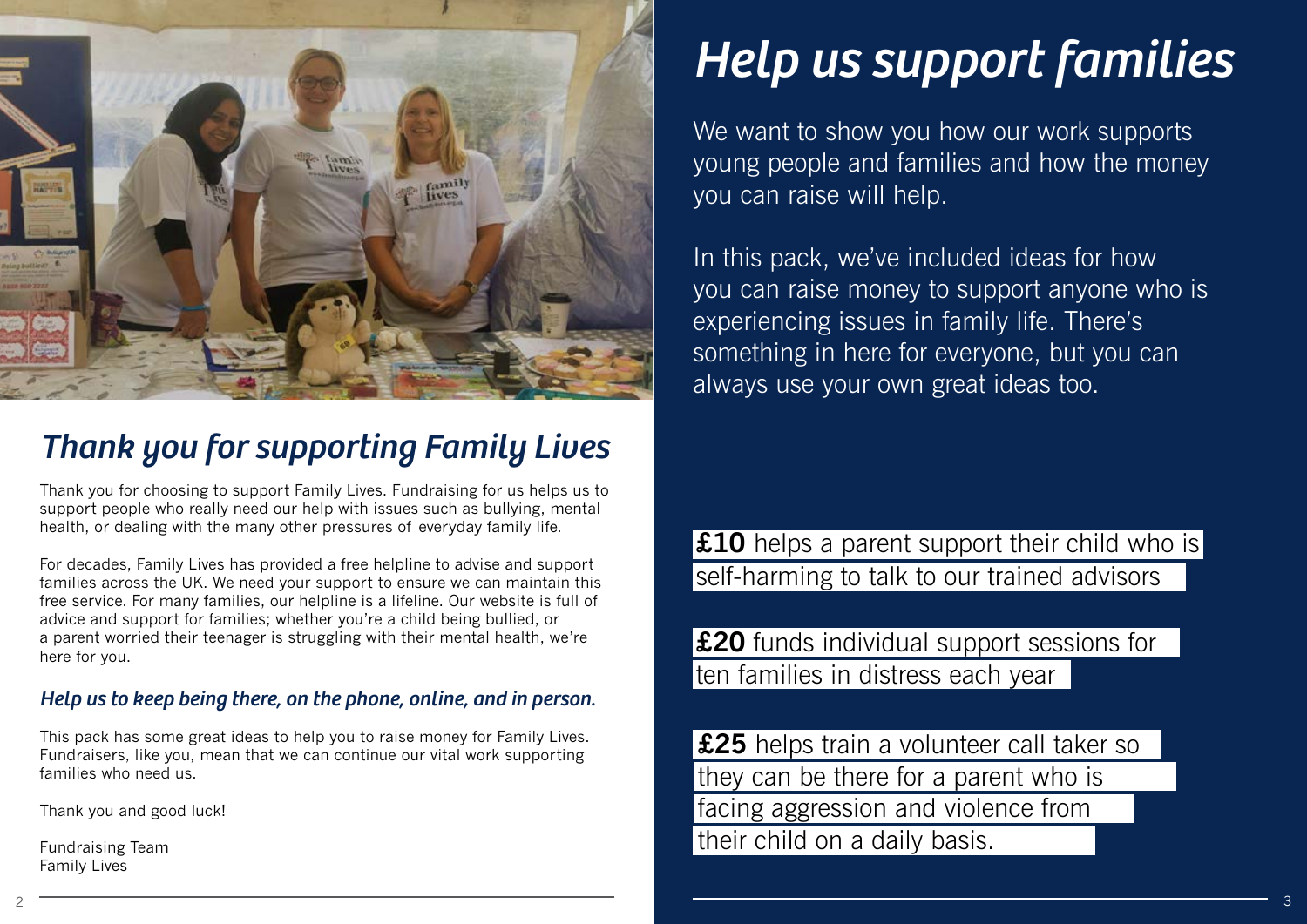## *Thank you for supporting Family Lives*

Thank you for choosing to support Family Lives. Fundraising for us helps us to support people who really need our help with issues such as bullying, mental health, or dealing with the many other pressures of everyday family life.

For decades, Family Lives has provided a free helpline to advise and support families across the UK. We need your support to ensure we can maintain this free service. For many families, our helpline is a lifeline. Our website is full of advice and support for families; whether you're a child being bullied, or a parent worried their teenager is struggling with their mental health, we're here for you.

### *Help us to keep being there, on the phone, online, and in person.*

This pack has some great ideas to help you to raise money for Family Lives. Fundraisers, like you, mean that we can continue our vital work supporting families who need us.

Thank you and good luck!

Fundraising Team
Family Lives

# *Help us support families*

We want to show you how our work supports young people and families and how the money you can raise will help.

In this pack, we've included ideas for how you can raise money to support anyone who is experiencing issues in family life. There's something in here for everyone, but you can always use your own great ideas too.

**£10** helps a parent support their child who is self-harming to talk to our trained advisors

**£20** funds individual support sessions for ten families in distress each year

**£25** helps train a volunteer call taker so they can be there for a parent who is facing aggression and violence from their child on a daily basis.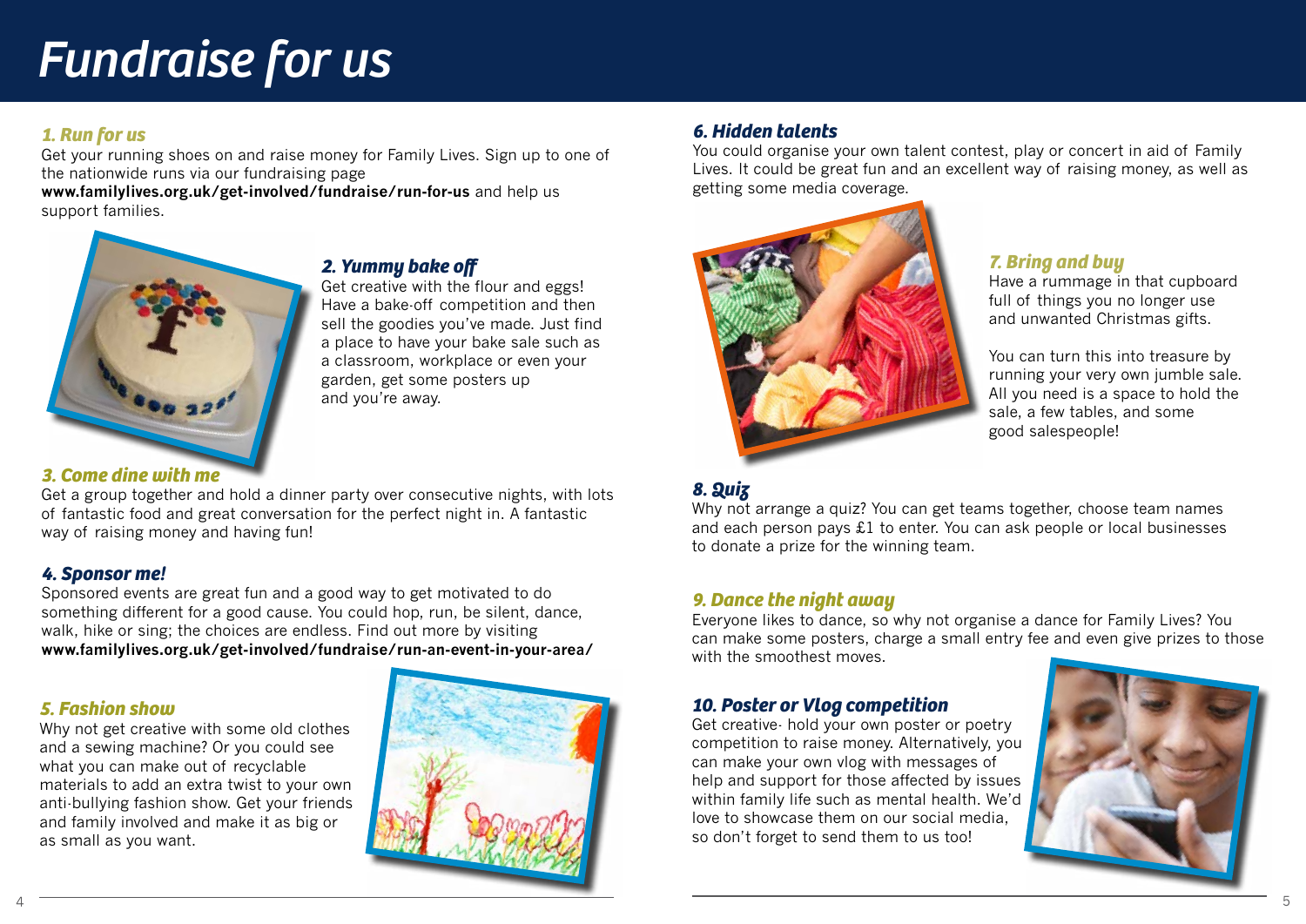# Fundraise for us

### 1. Run for us

Get your running shoes on and raise money for Family Lives. Sign up to one of the nationwide runs via our fundraising page **www.familylives.org.uk/get-involved/fundraise/run-for-us** and help us support families.

### 2. Yummy bake off

Get creative with the flour and eggs! Have a bake-off competition and then sell the goodies you've made. Just find a place to have your bake sale such as a classroom, workplace or even your garden, get some posters up and you're away.

### 3. Come dine with me

Get a group together and hold a dinner party over consecutive nights, with lots of fantastic food and great conversation for the perfect night in. A fantastic way of raising money and having fun!

### 4. Sponsor me!

Sponsored events are great fun and a good way to get motivated to do something different for a good cause. You could hop, run, be silent, dance, walk, hike or sing; the choices are endless. Find out more by visiting **www.familylives.org.uk/get-involved/fundraise/run-an-event-in-your-area/**

### 5. Fashion show

Why not get creative with some old clothes and a sewing machine? Or you could see what you can make out of recyclable materials to add an extra twist to your own anti-bullying fashion show. Get your friends and family involved and make it as big or as small as you want.

### 6. Hidden talents

You could organise your own talent contest, play or concert in aid of Family Lives. It could be great fun and an excellent way of raising money, as well as getting some media coverage.

### 7. Bring and buy

Have a rummage in that cupboard full of things you no longer use and unwanted Christmas gifts.

You can turn this into treasure by running your very own jumble sale. All you need is a space to hold the sale, a few tables, and some good salespeople!

### 8. Quiz

Why not arrange a quiz? You can get teams together, choose team names and each person pays £1 to enter. You can ask people or local businesses to donate a prize for the winning team.

### 9. Dance the night away

Everyone likes to dance, so why not organise a dance for Family Lives? You can make some posters, charge a small entry fee and even give prizes to those with the smoothest moves.

### 10. Poster or Vlog competition

Get creative- hold your own poster or poetry competition to raise money. Alternatively, you can make your own vlog with messages of help and support for those affected by issues within family life such as mental health. We'd love to showcase them on our social media, so don't forget to send them to us too!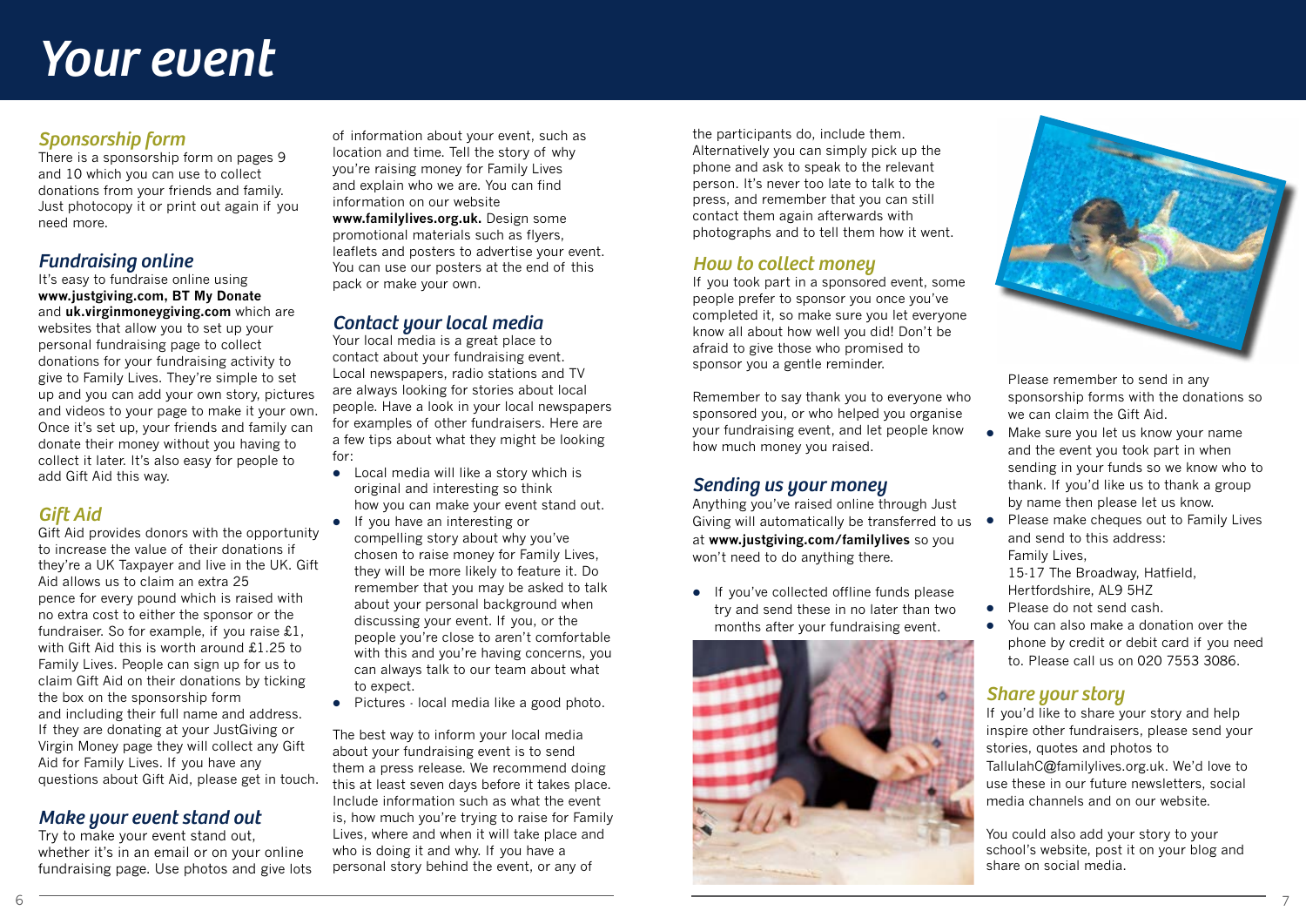# Your event

## Sponsorship form

There is a sponsorship form on pages 9 and 10 which you can use to collect donations from your friends and family. Just photocopy it or print out again if you need more.

## Fundraising online

It's easy to fundraise online using **www.justgiving.com, BT My Donate** and **uk.virginmoneygiving.com** which are websites that allow you to set up your personal fundraising page to collect donations for your fundraising activity to give to Family Lives. They're simple to set up and you can add your own story, pictures and videos to your page to make it your own. Once it's set up, your friends and family can donate their money without you having to collect it later. It's also easy for people to add Gift Aid this way.

## Gift Aid

Gift Aid provides donors with the opportunity to increase the value of their donations if they're a UK Taxpayer and live in the UK. Gift Aid allows us to claim an extra 25 pence for every pound which is raised with no extra cost to either the sponsor or the fundraiser. So for example, if you raise £1, with Gift Aid this is worth around £1.25 to Family Lives. People can sign up for us to claim Gift Aid on their donations by ticking the box on the sponsorship form and including their full name and address. If they are donating at your JustGiving or Virgin Money page they will collect any Gift Aid for Family Lives. If you have any questions about Gift Aid, please get in touch.

## Make your event stand out

Try to make your event stand out, whether it's in an email or on your online fundraising page. Use photos and give lots of information about your event, such as location and time. Tell the story of why you're raising money for Family Lives and explain who we are. You can find information on our website **www.familylives.org.uk.** Design some promotional materials such as flyers, leaflets and posters to advertise your event. You can use our posters at the end of this pack or make your own.

## Contact your local media

Your local media is a great place to contact about your fundraising event. Local newspapers, radio stations and TV are always looking for stories about local people. Have a look in your local newspapers for examples of other fundraisers. Here are a few tips about what they might be looking for:

- Local media will like a story which is original and interesting so think how you can make your event stand out.
- If you have an interesting or compelling story about why you've chosen to raise money for Family Lives, they will be more likely to feature it. Do remember that you may be asked to talk about your personal background when discussing your event. If you, or the people you're close to aren't comfortable with this and you're having concerns, you can always talk to our team about what to expect.
- Pictures - local media like a good photo.

The best way to inform your local media about your fundraising event is to send them a press release. We recommend doing this at least seven days before it takes place. Include information such as what the event is, how much you're trying to raise for Family Lives, where and when it will take place and who is doing it and why. If you have a personal story behind the event, or any of the participants do, include them. Alternatively you can simply pick up the phone and ask to speak to the relevant person. It's never too late to talk to the press, and remember that you can still contact them again afterwards with photographs and to tell them how it went.

## How to collect money

If you took part in a sponsored event, some people prefer to sponsor you once you've completed it, so make sure you let everyone know all about how well you did! Don't be afraid to give those who promised to sponsor you a gentle reminder.

Remember to say thank you to everyone who sponsored you, or who helped you organise your fundraising event, and let people know how much money you raised.

## Sending us your money

Anything you've raised online through Just Giving will automatically be transferred to us at **www.justgiving.com/familylives** so you won't need to do anything there.

- If you've collected offline funds please try and send these in no later than two months after your fundraising event.

Please remember to send in any sponsorship forms with the donations so we can claim the Gift Aid.

- Make sure you let us know your name and the event you took part in when sending in your funds so we know who to thank. If you'd like us to thank a group by name then please let us know.
- Please make cheques out to Family Lives and send to this address:
  Family Lives,
  15-17 The Broadway, Hatfield,
  Hertfordshire, AL9 5HZ
- Please do not send cash.
- You can also make a donation over the phone by credit or debit card if you need to. Please call us on 020 7553 3086.

## Share your story

If you'd like to share your story and help inspire other fundraisers, please send your stories, quotes and photos to TallulahC@familylives.org.uk. We'd love to use these in our future newsletters, social media channels and on our website.

You could also add your story to your school's website, post it on your blog and share on social media.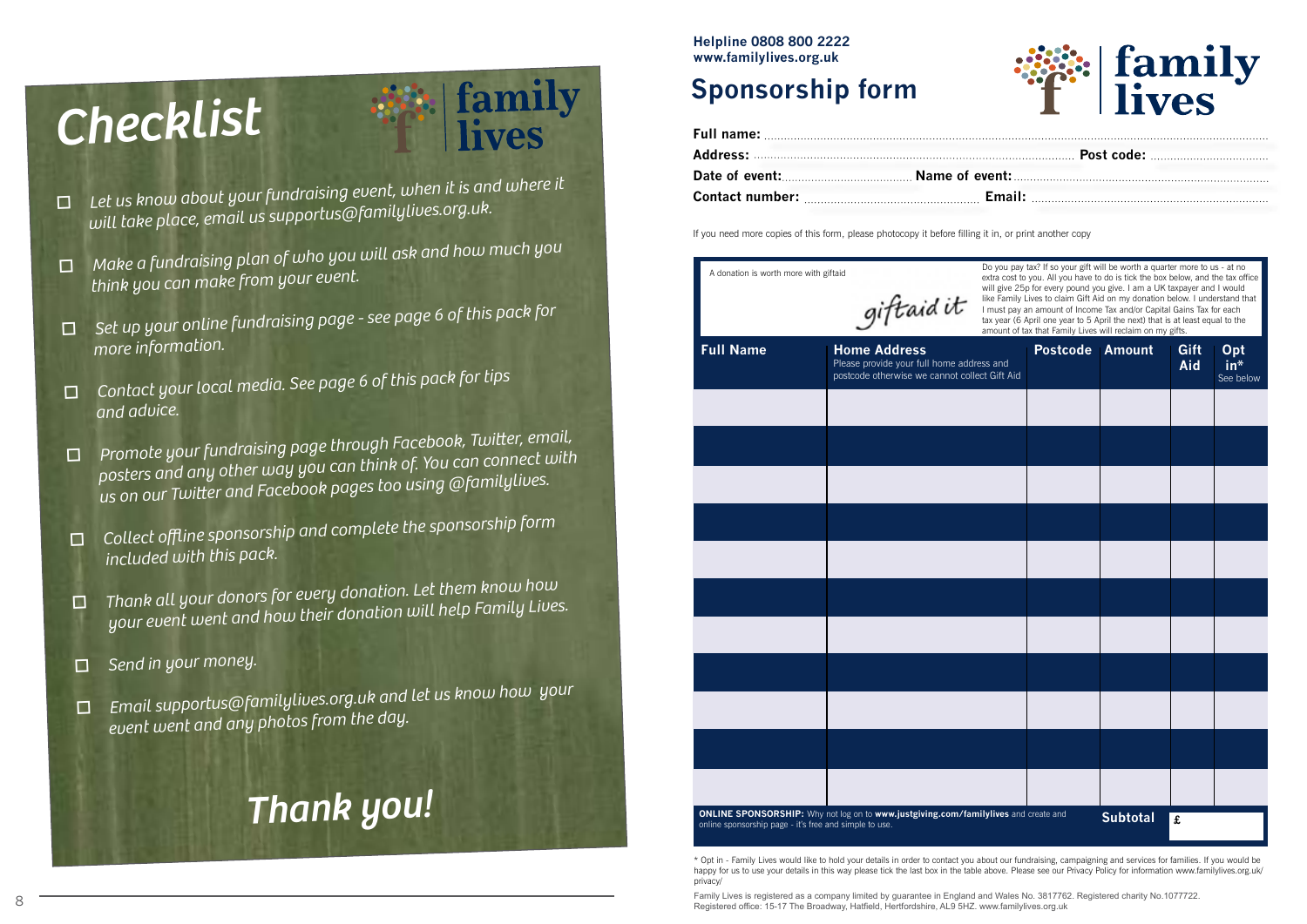# Checklist

family lives

- ☐ Let us know about your fundraising event, when it is and where it will take place, email us supportus@familylives.org.uk.
- ☐ Make a fundraising plan of who you will ask and how much you think you can make from your event.
- ☐ Set up your online fundraising page - see page 6 of this pack for more information.
- ☐ Contact your local media. See page 6 of this pack for tips and advice.
- ☐ Promote your fundraising page through Facebook, Twitter, email, posters and any other way you can think of. You can connect with us on our Twitter and Facebook pages too using @familylives.
- ☐ Collect offline sponsorship and complete the sponsorship form included with this pack.
- ☐ Thank all your donors for every donation. Let them know how your event went and how their donation will help Family Lives.
- ☐ Send in your money.
- ☐ Email supportus@familylives.org.uk and let us know how your event went and any photos from the day.

## Thank you!

**Helpline 0808 800 2222**
**www.familylives.org.uk**

# Sponsorship form

family lives

**Full name:** ..............................................................................................

**Address:** .............................................................................. **Post code:** ...............................

**Date of event:**.................................. **Name of event:**.................................................................

**Contact number:** ............................................ **Email:** ...............................................................

If you need more copies of this form, please photocopy it before filling it in, or print another copy

A donation is worth more with giftaid

giftaid it

Do you pay tax? If so your gift will be worth a quarter more to us - at no extra cost to you. All you have to do is tick the box below, and the tax office will give 25p for every pound you give. I am a UK taxpayer and I would like Family Lives to claim Gift Aid on my donation below. I understand that I must pay an amount of Income Tax and/or Capital Gains Tax for each tax year (6 April one year to 5 April the next) that is at least equal to the amount of tax that Family Lives will reclaim on my gifts.

| Full Name | Home Address<br>Please provide your full home address and postcode otherwise we cannot collect Gift Aid | Postcode | Amount | Gift Aid | Opt in*<br>See below |
|---|---|---|---|---|---|
| | | | | | |
| | | | | | |
| | | | | | |
| | | | | | |
| | | | | | |
| | | | | | |
| | | | | | |
| | | | | | |
| | | | | | |
| | | | | | |
| | | | | | |
| | | | Subtotal | £ | |

**ONLINE SPONSORSHIP:** Why not log on to **www.justgiving.com/familylives** and create and online sponsorship page - it's free and simple to use.

\* Opt in - Family Lives would like to hold your details in order to contact you about our fundraising, campaigning and services for families. If you would be happy for us to use your details in this way please tick the last box in the table above. Please see our Privacy Policy for information www.familylives.org.uk/privacy/

Family Lives is registered as a company limited by guarantee in England and Wales No. 3817762. Registered charity No.1077722. Registered office: 15-17 The Broadway, Hatfield, Hertfordshire, AL9 5HZ. www.familylives.org.uk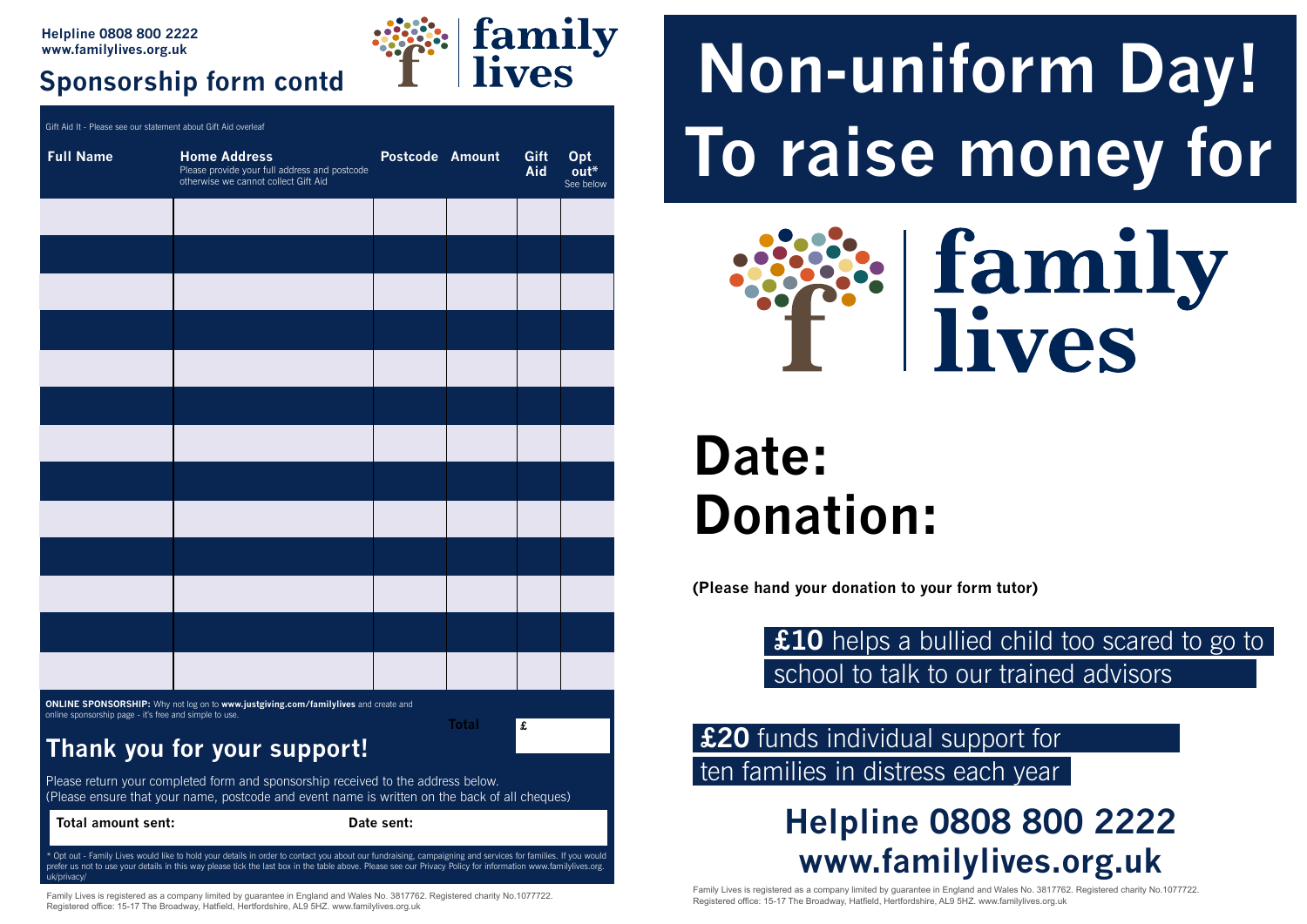Helpline 0808 800 2222
www.familylives.org.uk

## Sponsorship form contd

family lives

Gift Aid It - Please see our statement about Gift Aid overleaf

| Full Name | Home Address<br>Please provide your full address and postcode otherwise we cannot collect Gift Aid | Postcode | Amount | Gift Aid | Opt out*<br>See below |
|---|---|---|---|---|---|
| | | | | | |
| | | | | | |
| | | | | | |
| | | | | | |
| | | | | | |
| | | | | | |
| | | | | | |
| | | | | | |
| | | | | | |
| | | | | | |
| | | | | | |
| | | | | | |
| | | | | | |

**ONLINE SPONSORSHIP:** Why not log on to **www.justgiving.com/familylives** and create and online sponsorship page - it's free and simple to use.

**Total** £

## Thank you for your support!

Please return your completed form and sponsorship received to the address below.
(Please ensure that your name, postcode and event name is written on the back of all cheques)

**Total amount sent:** **Date sent:**

* Opt out - Family Lives would like to hold your details in order to contact you about our fundraising, campaigning and services for families. If you would prefer us not to use your details in this way please tick the last box in the table above. Please see our Privacy Policy for information www.familylives.org.uk/privacy/

Family Lives is registered as a company limited by guarantee in England and Wales No. 3817762. Registered charity No.1077722.
Registered office: 15-17 The Broadway, Hatfield, Hertfordshire, AL9 5HZ. www.familylives.org.uk

# Non-uniform Day! To raise money for

family lives

# Date:
# Donation:

**(Please hand your donation to your form tutor)**

**£10** helps a bullied child too scared to go to school to talk to our trained advisors

**£20** funds individual support for ten families in distress each year

## Helpline 0808 800 2222
## www.familylives.org.uk

Family Lives is registered as a company limited by guarantee in England and Wales No. 3817762. Registered charity No.1077722.
Registered office: 15-17 The Broadway, Hatfield, Hertfordshire, AL9 5HZ. www.familylives.org.uk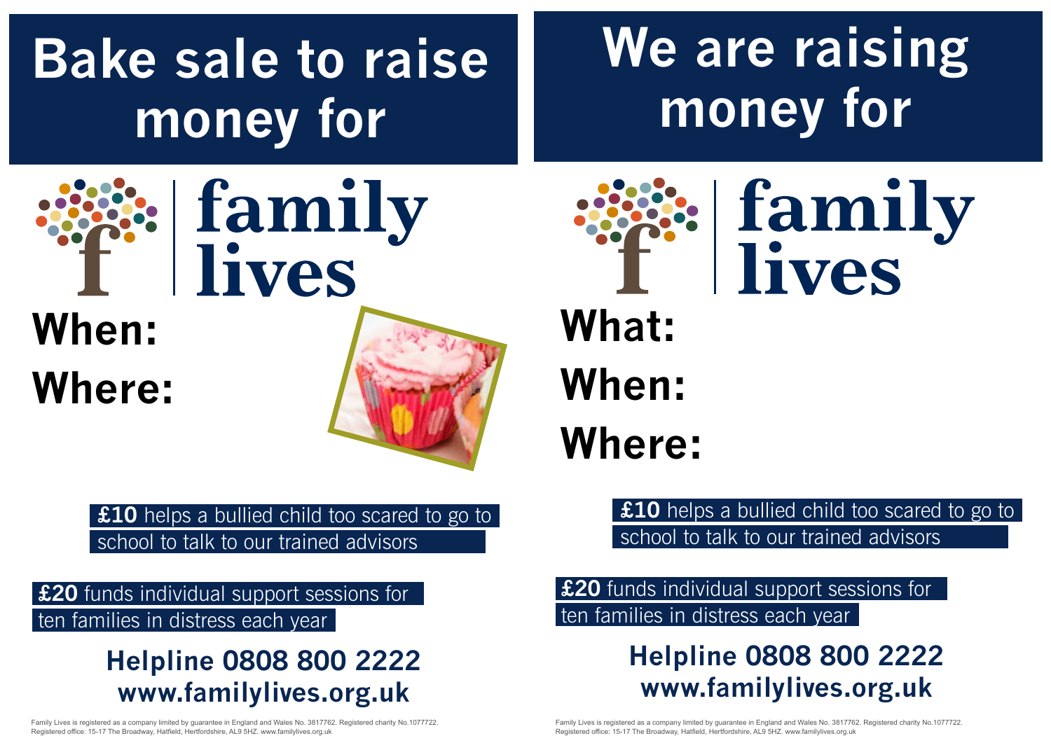# Bake sale to raise money for

family lives

**When:**

**Where:**

**£10** helps a bullied child too scared to go to school to talk to our trained advisors

**£20** funds individual support sessions for ten families in distress each year

**Helpline 0808 800 2222**
**www.familylives.org.uk**

Family Lives is registered as a company limited by guarantee in England and Wales No. 3817762. Registered charity No.1077722.
Registered office: 15-17 The Broadway, Hatfield, Hertfordshire, AL9 5HZ. www.familylives.org.uk

# We are raising money for

family lives

**What:**

**When:**

**Where:**

**£10** helps a bullied child too scared to go to school to talk to our trained advisors

**£20** funds individual support sessions for ten families in distress each year

**Helpline 0808 800 2222**
**www.familylives.org.uk**

Family Lives is registered as a company limited by guarantee in England and Wales No. 3817762. Registered charity No.1077722.
Registered office: 15-17 The Broadway, Hatfield, Hertfordshire, AL9 5HZ. www.familylives.org.uk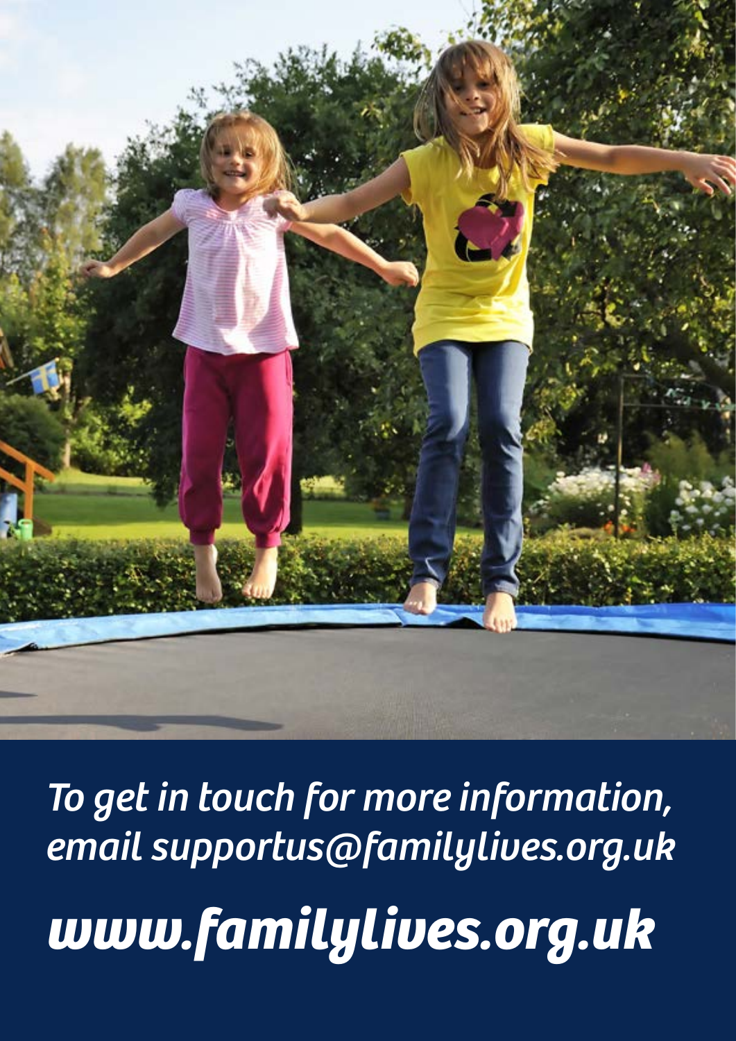*To get in touch for more information, email supportus@familylives.org.uk*

***www.familylives.org.uk***